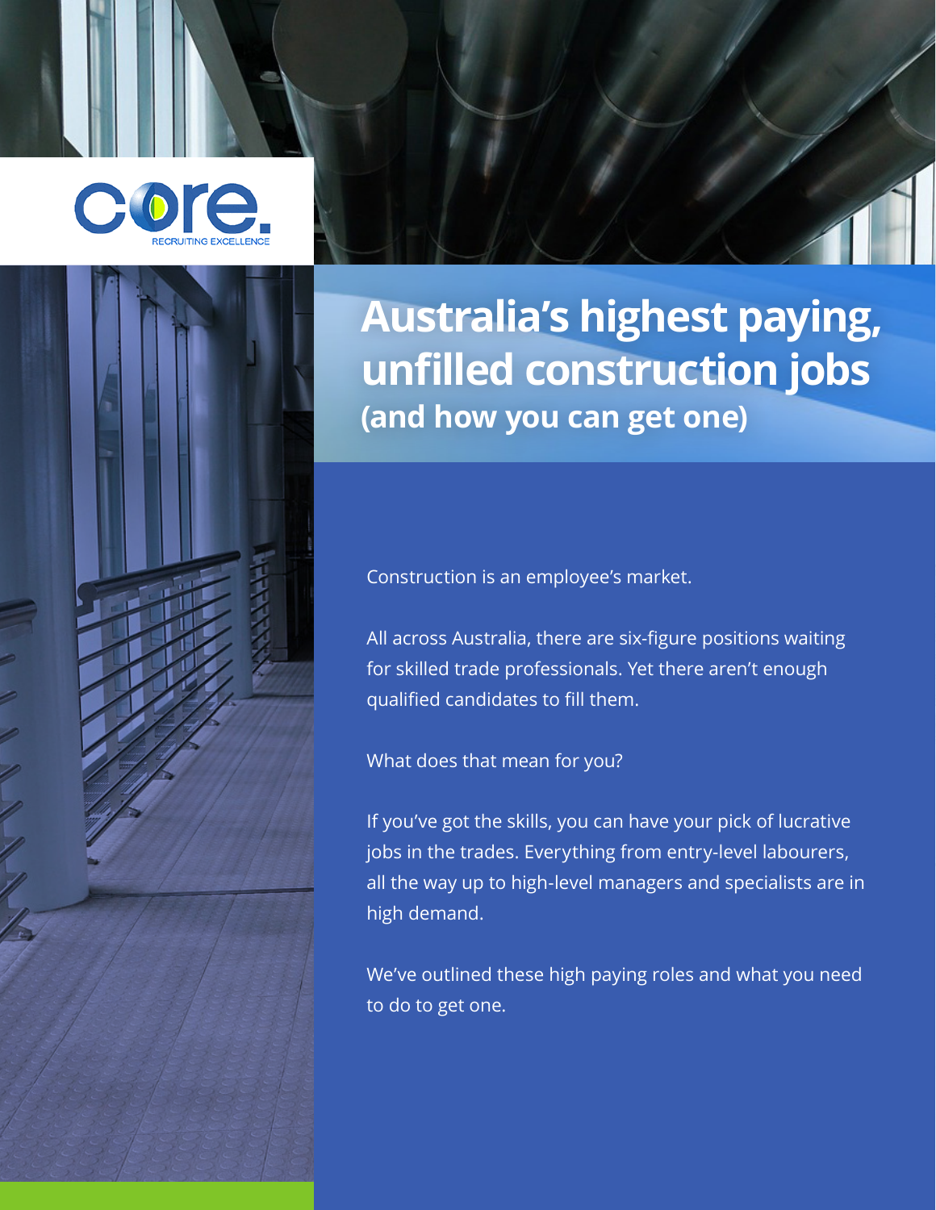core. RECRUITING EXCELLENCE

# Australia's highest paying, unfilled construction jobs
## (and how you can get one)

Construction is an employee's market.

All across Australia, there are six-figure positions waiting for skilled trade professionals. Yet there aren't enough qualified candidates to fill them.

What does that mean for you?

If you've got the skills, you can have your pick of lucrative jobs in the trades. Everything from entry-level labourers, all the way up to high-level managers and specialists are in high demand.

We've outlined these high paying roles and what you need to do to get one.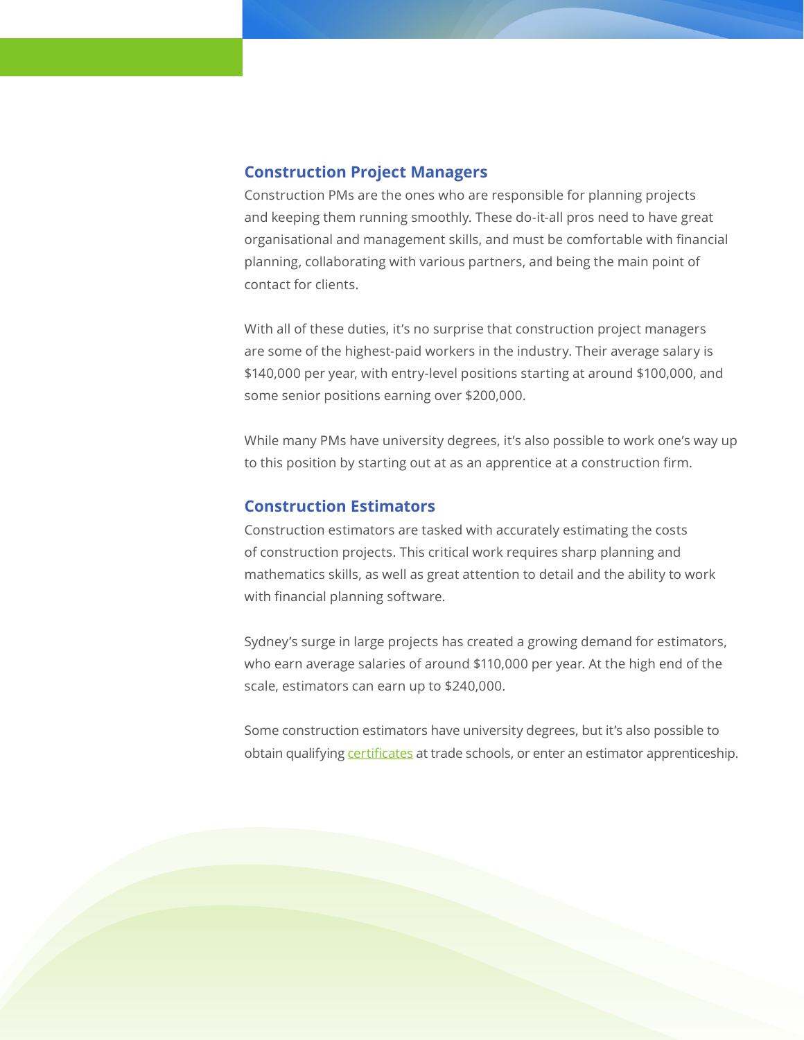## Construction Project Managers

Construction PMs are the ones who are responsible for planning projects and keeping them running smoothly. These do-it-all pros need to have great organisational and management skills, and must be comfortable with financial planning, collaborating with various partners, and being the main point of contact for clients.

With all of these duties, it's no surprise that construction project managers are some of the highest-paid workers in the industry. Their average salary is $140,000 per year, with entry-level positions starting at around $100,000, and some senior positions earning over $200,000.

While many PMs have university degrees, it's also possible to work one's way up to this position by starting out at as an apprentice at a construction firm.

## Construction Estimators

Construction estimators are tasked with accurately estimating the costs of construction projects. This critical work requires sharp planning and mathematics skills, as well as great attention to detail and the ability to work with financial planning software.

Sydney's surge in large projects has created a growing demand for estimators, who earn average salaries of around $110,000 per year. At the high end of the scale, estimators can earn up to $240,000.

Some construction estimators have university degrees, but it's also possible to obtain qualifying certificates at trade schools, or enter an estimator apprenticeship.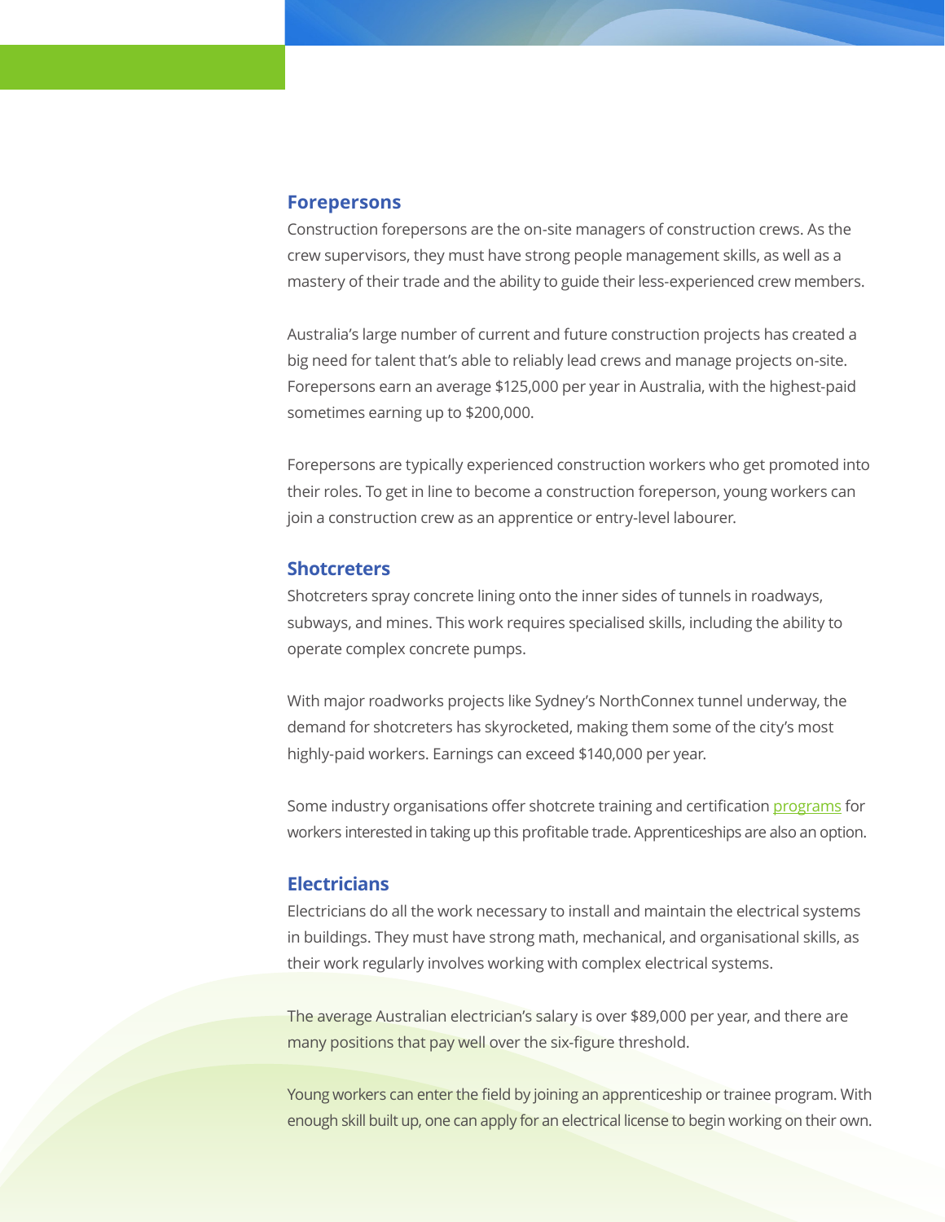## Forepersons

Construction forepersons are the on-site managers of construction crews. As the crew supervisors, they must have strong people management skills, as well as a mastery of their trade and the ability to guide their less-experienced crew members.

Australia's large number of current and future construction projects has created a big need for talent that's able to reliably lead crews and manage projects on-site. Forepersons earn an average $125,000 per year in Australia, with the highest-paid sometimes earning up to $200,000.

Forepersons are typically experienced construction workers who get promoted into their roles. To get in line to become a construction foreperson, young workers can join a construction crew as an apprentice or entry-level labourer.

## Shotcreters

Shotcreters spray concrete lining onto the inner sides of tunnels in roadways, subways, and mines. This work requires specialised skills, including the ability to operate complex concrete pumps.

With major roadworks projects like Sydney's NorthConnex tunnel underway, the demand for shotcreters has skyrocketed, making them some of the city's most highly-paid workers. Earnings can exceed $140,000 per year.

Some industry organisations offer shotcrete training and certification programs for workers interested in taking up this profitable trade. Apprenticeships are also an option.

## Electricians

Electricians do all the work necessary to install and maintain the electrical systems in buildings. They must have strong math, mechanical, and organisational skills, as their work regularly involves working with complex electrical systems.

The average Australian electrician's salary is over $89,000 per year, and there are many positions that pay well over the six-figure threshold.

Young workers can enter the field by joining an apprenticeship or trainee program. With enough skill built up, one can apply for an electrical license to begin working on their own.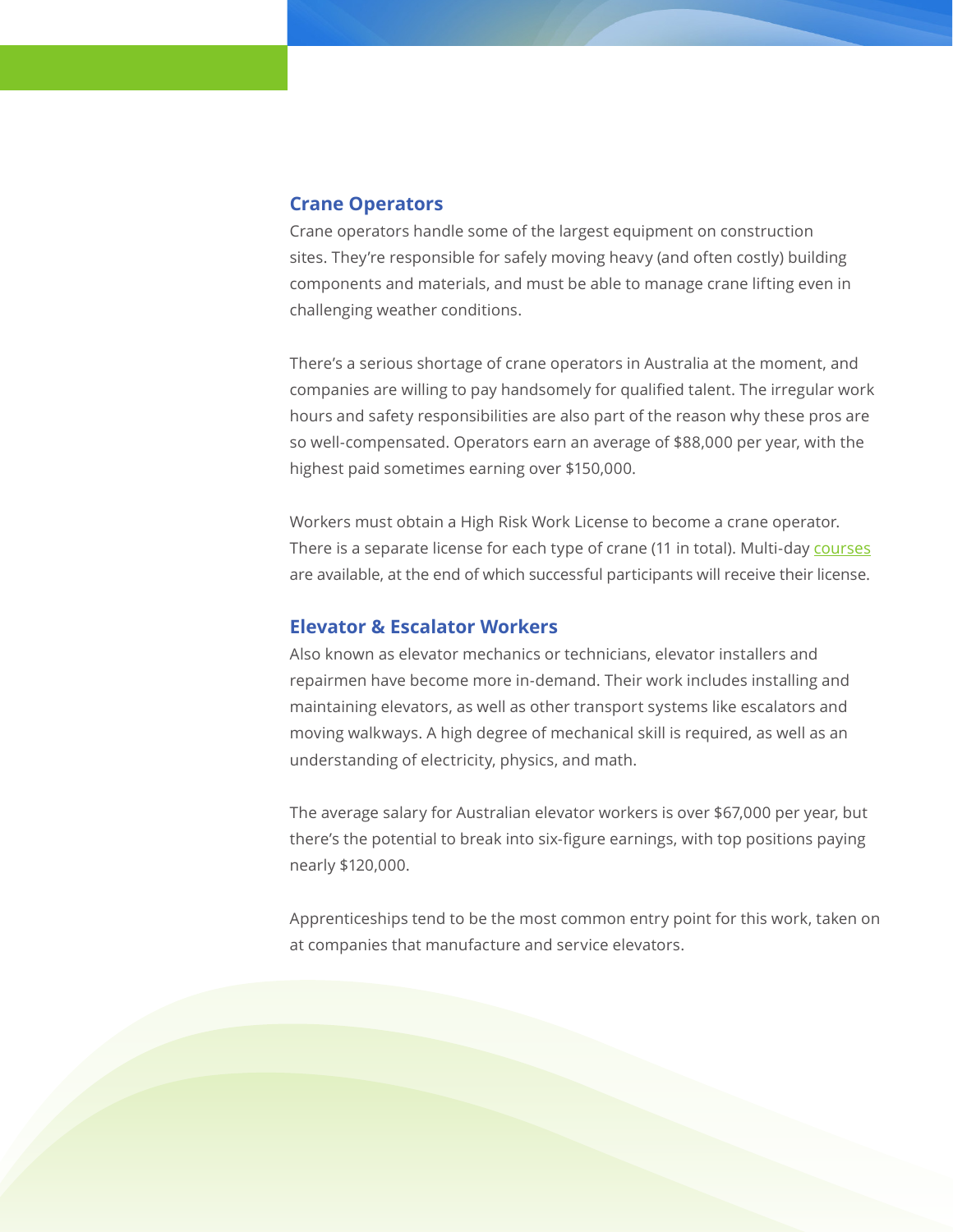### Crane Operators

Crane operators handle some of the largest equipment on construction sites. They're responsible for safely moving heavy (and often costly) building components and materials, and must be able to manage crane lifting even in challenging weather conditions.

There's a serious shortage of crane operators in Australia at the moment, and companies are willing to pay handsomely for qualified talent. The irregular work hours and safety responsibilities are also part of the reason why these pros are so well-compensated. Operators earn an average of $88,000 per year, with the highest paid sometimes earning over $150,000.

Workers must obtain a High Risk Work License to become a crane operator. There is a separate license for each type of crane (11 in total). Multi-day courses are available, at the end of which successful participants will receive their license.

### Elevator & Escalator Workers

Also known as elevator mechanics or technicians, elevator installers and repairmen have become more in-demand. Their work includes installing and maintaining elevators, as well as other transport systems like escalators and moving walkways. A high degree of mechanical skill is required, as well as an understanding of electricity, physics, and math.

The average salary for Australian elevator workers is over $67,000 per year, but there's the potential to break into six-figure earnings, with top positions paying nearly $120,000.

Apprenticeships tend to be the most common entry point for this work, taken on at companies that manufacture and service elevators.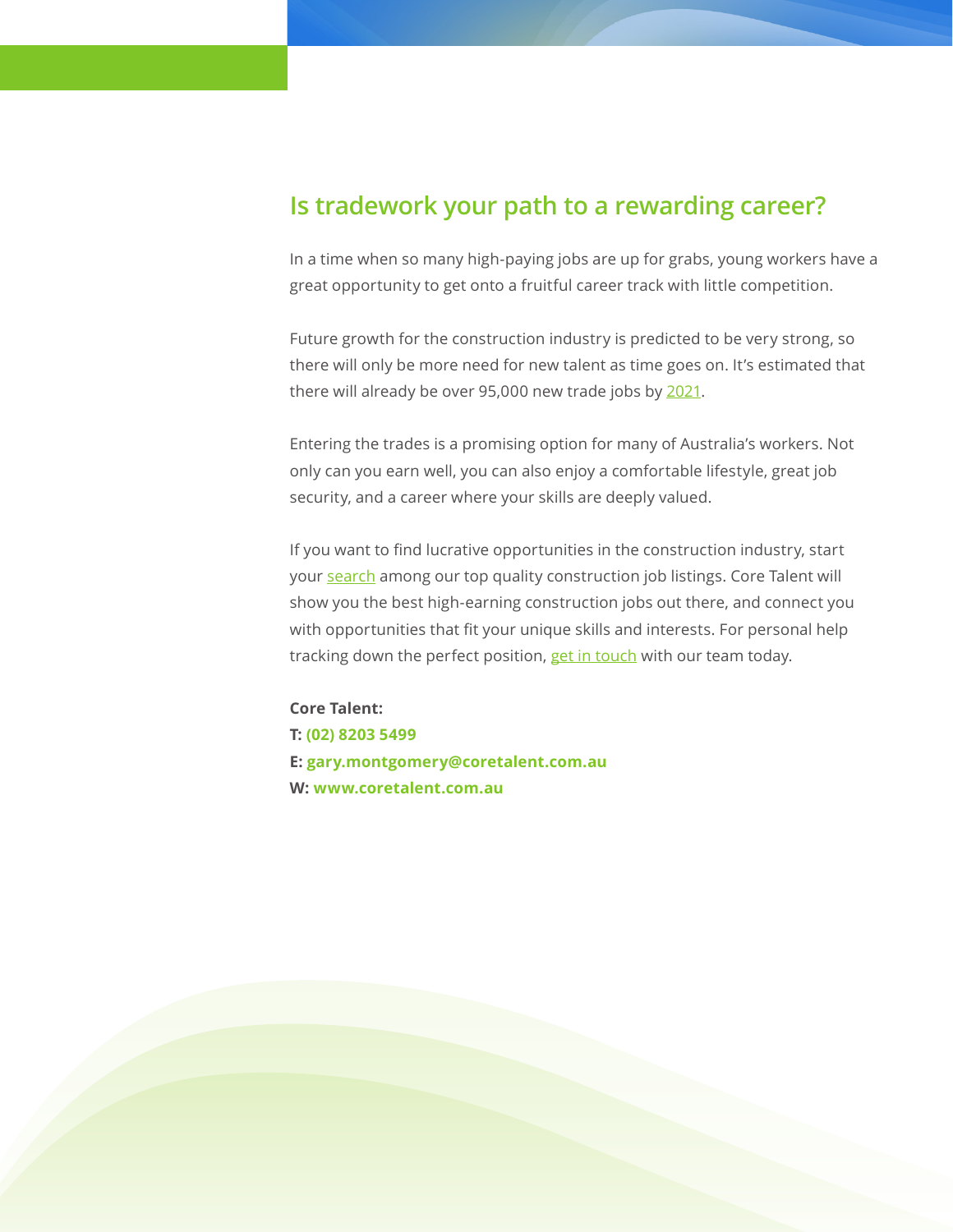## Is tradework your path to a rewarding career?

In a time when so many high-paying jobs are up for grabs, young workers have a great opportunity to get onto a fruitful career track with little competition.

Future growth for the construction industry is predicted to be very strong, so there will only be more need for new talent as time goes on. It's estimated that there will already be over 95,000 new trade jobs by 2021.

Entering the trades is a promising option for many of Australia's workers. Not only can you earn well, you can also enjoy a comfortable lifestyle, great job security, and a career where your skills are deeply valued.

If you want to find lucrative opportunities in the construction industry, start your search among our top quality construction job listings. Core Talent will show you the best high-earning construction jobs out there, and connect you with opportunities that fit your unique skills and interests. For personal help tracking down the perfect position, get in touch with our team today.

**Core Talent:**
**T: (02) 8203 5499**
**E: gary.montgomery@coretalent.com.au**
**W: www.coretalent.com.au**